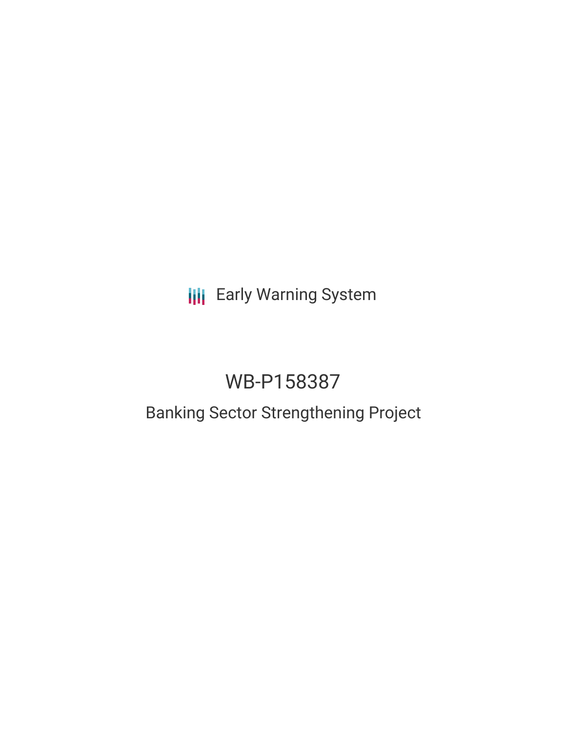Early Warning System

# WB-P158387

## Banking Sector Strengthening Project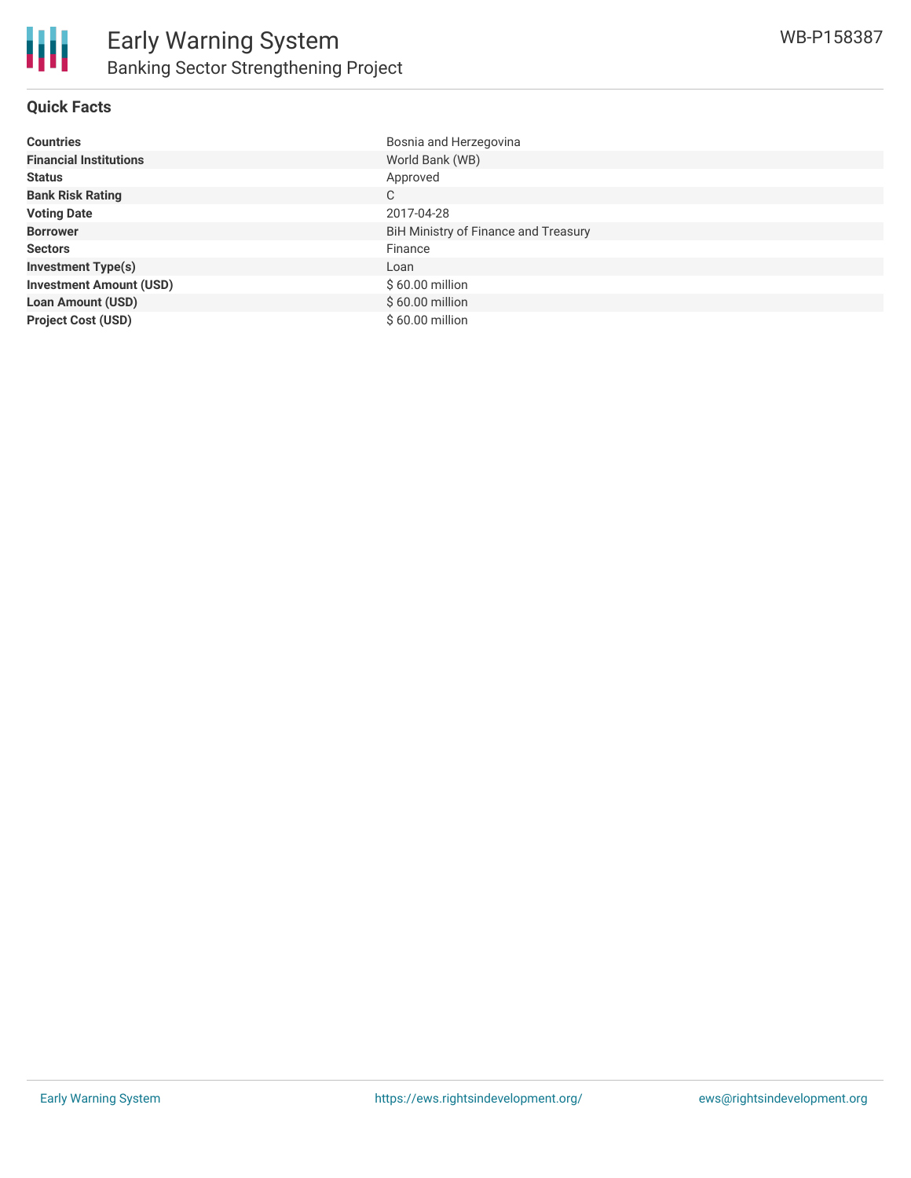# Early Warning System

## Banking Sector Strengthening Project

WB-P158387

### Quick Facts

| | |
|---|---|
| **Countries** | Bosnia and Herzegovina |
| **Financial Institutions** | World Bank (WB) |
| **Status** | Approved |
| **Bank Risk Rating** | C |
| **Voting Date** | 2017-04-28 |
| **Borrower** | BiH Ministry of Finance and Treasury |
| **Sectors** | Finance |
| **Investment Type(s)** | Loan |
| **Investment Amount (USD)** | $ 60.00 million |
| **Loan Amount (USD)** | $ 60.00 million |
| **Project Cost (USD)** | $ 60.00 million |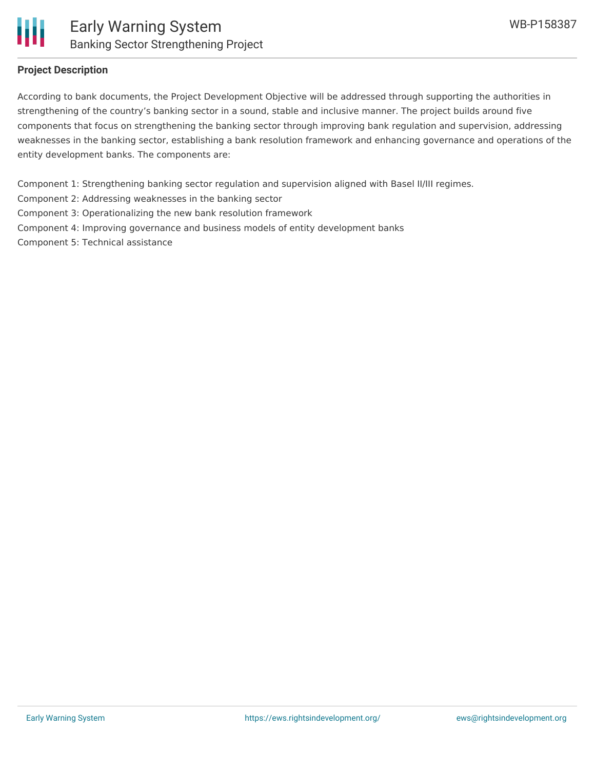## Project Description

According to bank documents, the Project Development Objective will be addressed through supporting the authorities in strengthening of the country's banking sector in a sound, stable and inclusive manner. The project builds around five components that focus on strengthening the banking sector through improving bank regulation and supervision, addressing weaknesses in the banking sector, establishing a bank resolution framework and enhancing governance and operations of the entity development banks. The components are:

Component 1: Strengthening banking sector regulation and supervision aligned with Basel II/III regimes.
Component 2: Addressing weaknesses in the banking sector
Component 3: Operationalizing the new bank resolution framework
Component 4: Improving governance and business models of entity development banks
Component 5: Technical assistance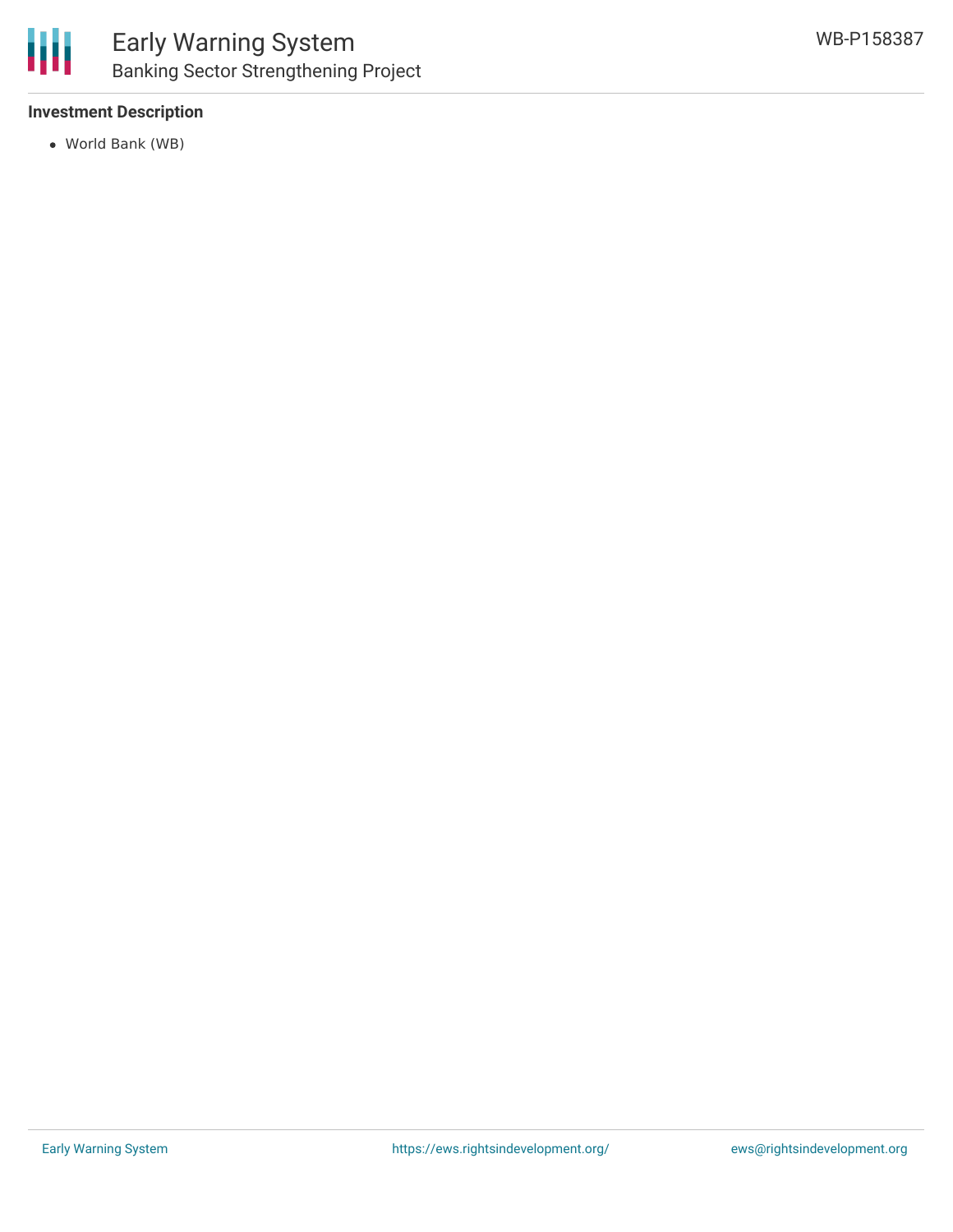**Investment Description**

- World Bank (WB)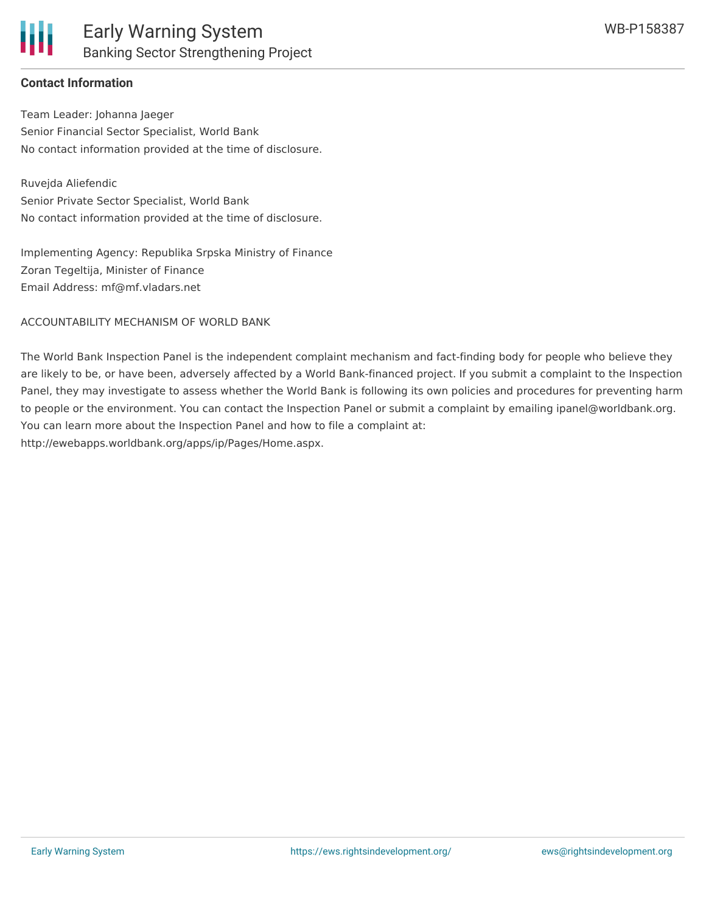**Contact Information**

Team Leader: Johanna Jaeger
Senior Financial Sector Specialist, World Bank
No contact information provided at the time of disclosure.

Ruvejda Aliefendic
Senior Private Sector Specialist, World Bank
No contact information provided at the time of disclosure.

Implementing Agency: Republika Srpska Ministry of Finance
Zoran Tegeltija, Minister of Finance
Email Address: mf@mf.vladars.net

ACCOUNTABILITY MECHANISM OF WORLD BANK

The World Bank Inspection Panel is the independent complaint mechanism and fact-finding body for people who believe they are likely to be, or have been, adversely affected by a World Bank-financed project. If you submit a complaint to the Inspection Panel, they may investigate to assess whether the World Bank is following its own policies and procedures for preventing harm to people or the environment. You can contact the Inspection Panel or submit a complaint by emailing ipanel@worldbank.org. You can learn more about the Inspection Panel and how to file a complaint at: http://ewebapps.worldbank.org/apps/ip/Pages/Home.aspx.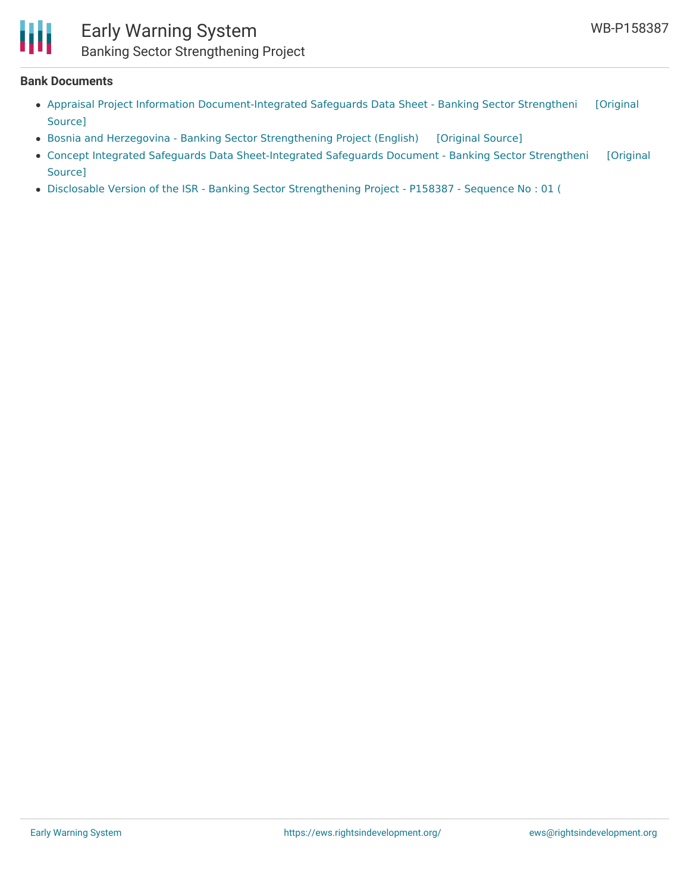**Bank Documents**

- Appraisal Project Information Document-Integrated Safeguards Data Sheet - Banking Sector Strengtheni [Original Source]
- Bosnia and Herzegovina - Banking Sector Strengthening Project (English) [Original Source]
- Concept Integrated Safeguards Data Sheet-Integrated Safeguards Document - Banking Sector Strengtheni [Original Source]
- Disclosable Version of the ISR - Banking Sector Strengthening Project - P158387 - Sequence No : 01 (